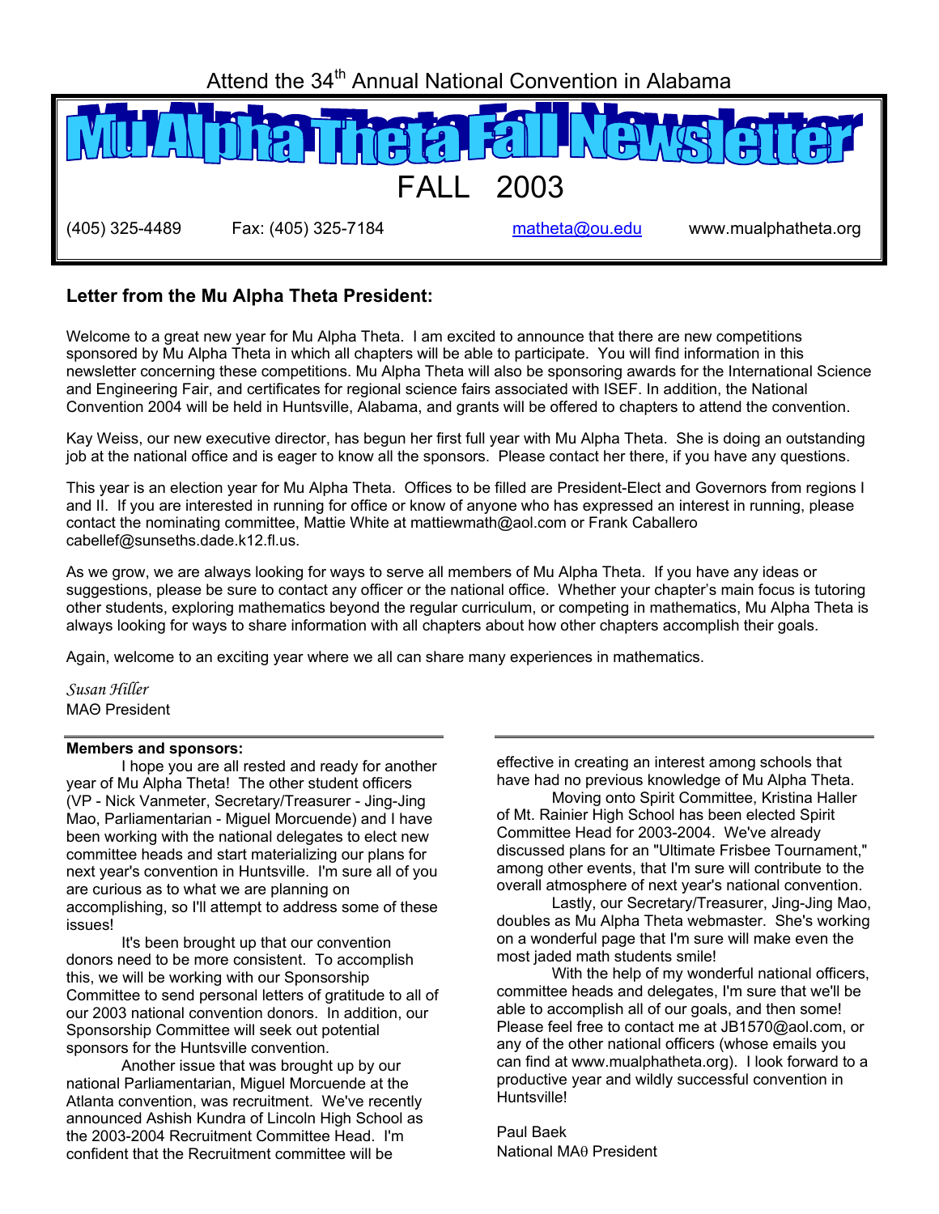Attend the 34th Annual National Convention in Alabama

# Mu Alpha Theta Fall Newsletter

FALL 2003

(405) 325-4489 Fax: (405) 325-7184 matheta@ou.edu www.mualphatheta.org

## Letter from the Mu Alpha Theta President:

Welcome to a great new year for Mu Alpha Theta. I am excited to announce that there are new competitions sponsored by Mu Alpha Theta in which all chapters will be able to participate. You will find information in this newsletter concerning these competitions. Mu Alpha Theta will also be sponsoring awards for the International Science and Engineering Fair, and certificates for regional science fairs associated with ISEF. In addition, the National Convention 2004 will be held in Huntsville, Alabama, and grants will be offered to chapters to attend the convention.

Kay Weiss, our new executive director, has begun her first full year with Mu Alpha Theta. She is doing an outstanding job at the national office and is eager to know all the sponsors. Please contact her there, if you have any questions.

This year is an election year for Mu Alpha Theta. Offices to be filled are President-Elect and Governors from regions I and II. If you are interested in running for office or know of anyone who has expressed an interest in running, please contact the nominating committee, Mattie White at mattiewmath@aol.com or Frank Caballero cabellef@sunseths.dade.k12.fl.us.

As we grow, we are always looking for ways to serve all members of Mu Alpha Theta. If you have any ideas or suggestions, please be sure to contact any officer or the national office. Whether your chapter's main focus is tutoring other students, exploring mathematics beyond the regular curriculum, or competing in mathematics, Mu Alpha Theta is always looking for ways to share information with all chapters about how other chapters accomplish their goals.

Again, welcome to an exciting year where we all can share many experiences in mathematics.

*Susan Hiller*
MAΘ President

**Members and sponsors:**

I hope you are all rested and ready for another year of Mu Alpha Theta! The other student officers (VP - Nick Vanmeter, Secretary/Treasurer - Jing-Jing Mao, Parliamentarian - Miguel Morcuende) and I have been working with the national delegates to elect new committee heads and start materializing our plans for next year's convention in Huntsville. I'm sure all of you are curious as to what we are planning on accomplishing, so I'll attempt to address some of these issues!

It's been brought up that our convention donors need to be more consistent. To accomplish this, we will be working with our Sponsorship Committee to send personal letters of gratitude to all of our 2003 national convention donors. In addition, our Sponsorship Committee will seek out potential sponsors for the Huntsville convention.

Another issue that was brought up by our national Parliamentarian, Miguel Morcuende at the Atlanta convention, was recruitment. We've recently announced Ashish Kundra of Lincoln High School as the 2003-2004 Recruitment Committee Head. I'm confident that the Recruitment committee will be effective in creating an interest among schools that have had no previous knowledge of Mu Alpha Theta.

Moving onto Spirit Committee, Kristina Haller of Mt. Rainier High School has been elected Spirit Committee Head for 2003-2004. We've already discussed plans for an "Ultimate Frisbee Tournament," among other events, that I'm sure will contribute to the overall atmosphere of next year's national convention.

Lastly, our Secretary/Treasurer, Jing-Jing Mao, doubles as Mu Alpha Theta webmaster. She's working on a wonderful page that I'm sure will make even the most jaded math students smile!

With the help of my wonderful national officers, committee heads and delegates, I'm sure that we'll be able to accomplish all of our goals, and then some! Please feel free to contact me at JB1570@aol.com, or any of the other national officers (whose emails you can find at www.mualphatheta.org). I look forward to a productive year and wildly successful convention in Huntsville!

Paul Baek
National MAθ President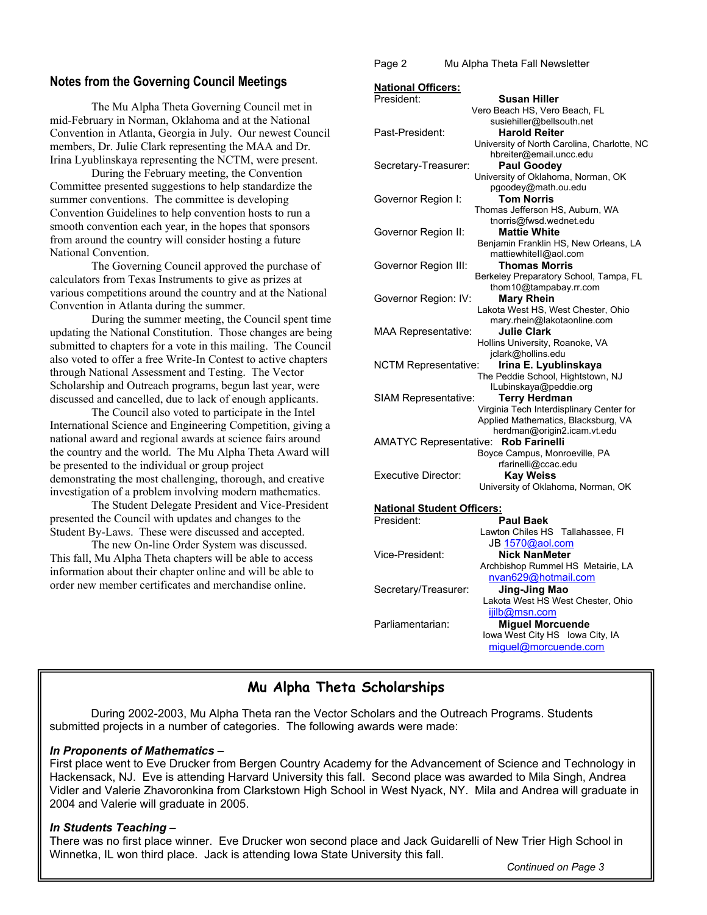## Notes from the Governing Council Meetings

The Mu Alpha Theta Governing Council met in mid-February in Norman, Oklahoma and at the National Convention in Atlanta, Georgia in July. Our newest Council members, Dr. Julie Clark representing the MAA and Dr. Irina Lyublinskaya representing the NCTM, were present.

During the February meeting, the Convention Committee presented suggestions to help standardize the summer conventions. The committee is developing Convention Guidelines to help convention hosts to run a smooth convention each year, in the hopes that sponsors from around the country will consider hosting a future National Convention.

The Governing Council approved the purchase of calculators from Texas Instruments to give as prizes at various competitions around the country and at the National Convention in Atlanta during the summer.

During the summer meeting, the Council spent time updating the National Constitution. Those changes are being submitted to chapters for a vote in this mailing. The Council also voted to offer a free Write-In Contest to active chapters through National Assessment and Testing. The Vector Scholarship and Outreach programs, begun last year, were discussed and cancelled, due to lack of enough applicants.

The Council also voted to participate in the Intel International Science and Engineering Competition, giving a national award and regional awards at science fairs around the country and the world. The Mu Alpha Theta Award will be presented to the individual or group project demonstrating the most challenging, thorough, and creative investigation of a problem involving modern mathematics.

The Student Delegate President and Vice-President presented the Council with updates and changes to the Student By-Laws. These were discussed and accepted.

The new On-line Order System was discussed. This fall, Mu Alpha Theta chapters will be able to access information about their chapter online and will be able to order new member certificates and merchandise online.

**National Officers:**

President: **Susan Hiller**
Vero Beach HS, Vero Beach, FL
susiehiller@bellsouth.net

Past-President: **Harold Reiter**
University of North Carolina, Charlotte, NC
hbreiter@email.uncc.edu

Secretary-Treasurer: **Paul Goodey**
University of Oklahoma, Norman, OK
pgoodey@math.ou.edu

Governor Region I: **Tom Norris**
Thomas Jefferson HS, Auburn, WA
tnorris@fwsd.wednet.edu

Governor Region II: **Mattie White**
Benjamin Franklin HS, New Orleans, LA
mattiewhiteII@aol.com

Governor Region III: **Thomas Morris**
Berkeley Preparatory School, Tampa, FL
thom10@tampabay.rr.com

Governor Region: IV: **Mary Rhein**
Lakota West HS, West Chester, Ohio
mary.rhein@lakotaonline.com

MAA Representative: **Julie Clark**
Hollins University, Roanoke, VA
jclark@hollins.edu

NCTM Representative: **Irina E. Lyublinskaya**
The Peddie School, Hightstown, NJ
ILubinskaya@peddie.org

SIAM Representative: **Terry Herdman**
Virginia Tech Interdisplinary Center for Applied Mathematics, Blacksburg, VA
herdman@origin2.icam.vt.edu

AMATYC Representative: **Rob Farinelli**
Boyce Campus, Monroeville, PA
rfarinelli@ccac.edu

Executive Director: **Kay Weiss**
University of Oklahoma, Norman, OK

**National Student Officers:**

President: **Paul Baek**
Lawton Chiles HS Tallahassee, Fl
JB 1570@aol.com

Vice-President: **Nick NanMeter**
Archbishop Rummel HS Metairie, LA
nvan629@hotmail.com

Secretary/Treasurer: **Jing-Jing Mao**
Lakota West HS West Chester, Ohio
jjilb@msn.com

Parliamentarian: **Miguel Morcuende**
Iowa West City HS Iowa City, IA
miguel@morcuende.com

## Mu Alpha Theta Scholarships

During 2002-2003, Mu Alpha Theta ran the Vector Scholars and the Outreach Programs. Students submitted projects in a number of categories. The following awards were made:

***In Proponents of Mathematics –***
First place went to Eve Drucker from Bergen Country Academy for the Advancement of Science and Technology in Hackensack, NJ. Eve is attending Harvard University this fall. Second place was awarded to Mila Singh, Andrea Vidler and Valerie Zhavoronkina from Clarkstown High School in West Nyack, NY. Mila and Andrea will graduate in 2004 and Valerie will graduate in 2005.

***In Students Teaching –***
There was no first place winner. Eve Drucker won second place and Jack Guidarelli of New Trier High School in Winnetka, IL won third place. Jack is attending Iowa State University this fall.

*Continued on Page 3*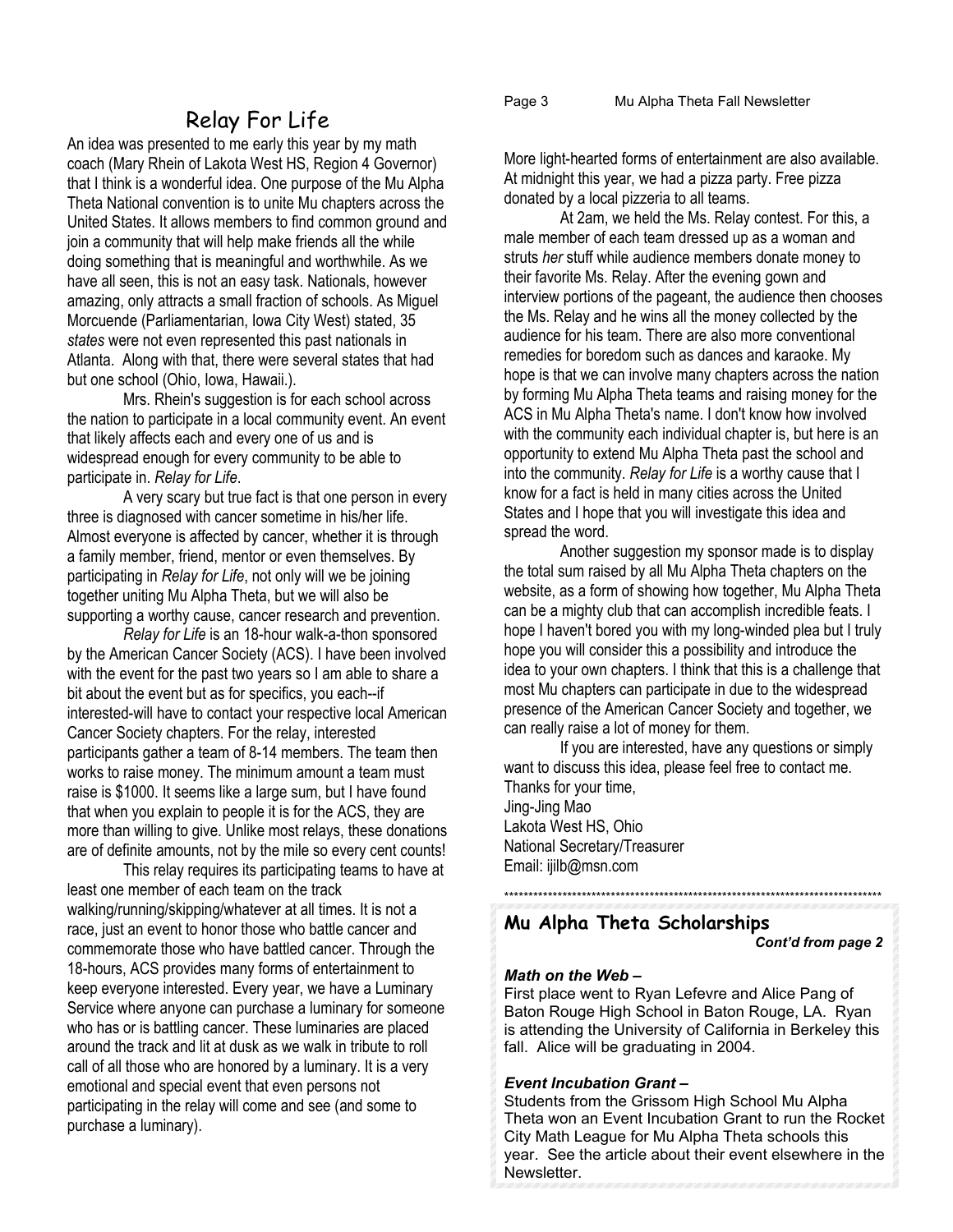# Relay For Life

An idea was presented to me early this year by my math coach (Mary Rhein of Lakota West HS, Region 4 Governor) that I think is a wonderful idea. One purpose of the Mu Alpha Theta National convention is to unite Mu chapters across the United States. It allows members to find common ground and join a community that will help make friends all the while doing something that is meaningful and worthwhile. As we have all seen, this is not an easy task. Nationals, however amazing, only attracts a small fraction of schools. As Miguel Morcuende (Parliamentarian, Iowa City West) stated, 35 *states* were not even represented this past nationals in Atlanta. Along with that, there were several states that had but one school (Ohio, Iowa, Hawaii.).

Mrs. Rhein's suggestion is for each school across the nation to participate in a local community event. An event that likely affects each and every one of us and is widespread enough for every community to be able to participate in. *Relay for Life*.

A very scary but true fact is that one person in every three is diagnosed with cancer sometime in his/her life. Almost everyone is affected by cancer, whether it is through a family member, friend, mentor or even themselves. By participating in *Relay for Life*, not only will we be joining together uniting Mu Alpha Theta, but we will also be supporting a worthy cause, cancer research and prevention.

*Relay for Life* is an 18-hour walk-a-thon sponsored by the American Cancer Society (ACS). I have been involved with the event for the past two years so I am able to share a bit about the event but as for specifics, you each--if interested-will have to contact your respective local American Cancer Society chapters. For the relay, interested participants gather a team of 8-14 members. The team then works to raise money. The minimum amount a team must raise is $1000. It seems like a large sum, but I have found that when you explain to people it is for the ACS, they are more than willing to give. Unlike most relays, these donations are of definite amounts, not by the mile so every cent counts!

This relay requires its participating teams to have at least one member of each team on the track walking/running/skipping/whatever at all times. It is not a race, just an event to honor those who battle cancer and commemorate those who have battled cancer. Through the 18-hours, ACS provides many forms of entertainment to keep everyone interested. Every year, we have a Luminary Service where anyone can purchase a luminary for someone who has or is battling cancer. These luminaries are placed around the track and lit at dusk as we walk in tribute to roll call of all those who are honored by a luminary. It is a very emotional and special event that even persons not participating in the relay will come and see (and some to purchase a luminary).

More light-hearted forms of entertainment are also available. At midnight this year, we had a pizza party. Free pizza donated by a local pizzeria to all teams.

At 2am, we held the Ms. Relay contest. For this, a male member of each team dressed up as a woman and struts *her* stuff while audience members donate money to their favorite Ms. Relay. After the evening gown and interview portions of the pageant, the audience then chooses the Ms. Relay and he wins all the money collected by the audience for his team. There are also more conventional remedies for boredom such as dances and karaoke. My hope is that we can involve many chapters across the nation by forming Mu Alpha Theta teams and raising money for the ACS in Mu Alpha Theta's name. I don't know how involved with the community each individual chapter is, but here is an opportunity to extend Mu Alpha Theta past the school and into the community. *Relay for Life* is a worthy cause that I know for a fact is held in many cities across the United States and I hope that you will investigate this idea and spread the word.

Another suggestion my sponsor made is to display the total sum raised by all Mu Alpha Theta chapters on the website, as a form of showing how together, Mu Alpha Theta can be a mighty club that can accomplish incredible feats. I hope I haven't bored you with my long-winded plea but I truly hope you will consider this a possibility and introduce the idea to your own chapters. I think that this is a challenge that most Mu chapters can participate in due to the widespread presence of the American Cancer Society and together, we can really raise a lot of money for them.

If you are interested, have any questions or simply want to discuss this idea, please feel free to contact me.

Thanks for your time,
Jing-Jing Mao
Lakota West HS, Ohio
National Secretary/Treasurer
Email: ijilb@msn.com

******************************************************************************

## Mu Alpha Theta Scholarships

***Cont'd from page 2***

***Math on the Web –***

First place went to Ryan Lefevre and Alice Pang of Baton Rouge High School in Baton Rouge, LA. Ryan is attending the University of California in Berkeley this fall. Alice will be graduating in 2004.

***Event Incubation Grant –***

Students from the Grissom High School Mu Alpha Theta won an Event Incubation Grant to run the Rocket City Math League for Mu Alpha Theta schools this year. See the article about their event elsewhere in the Newsletter.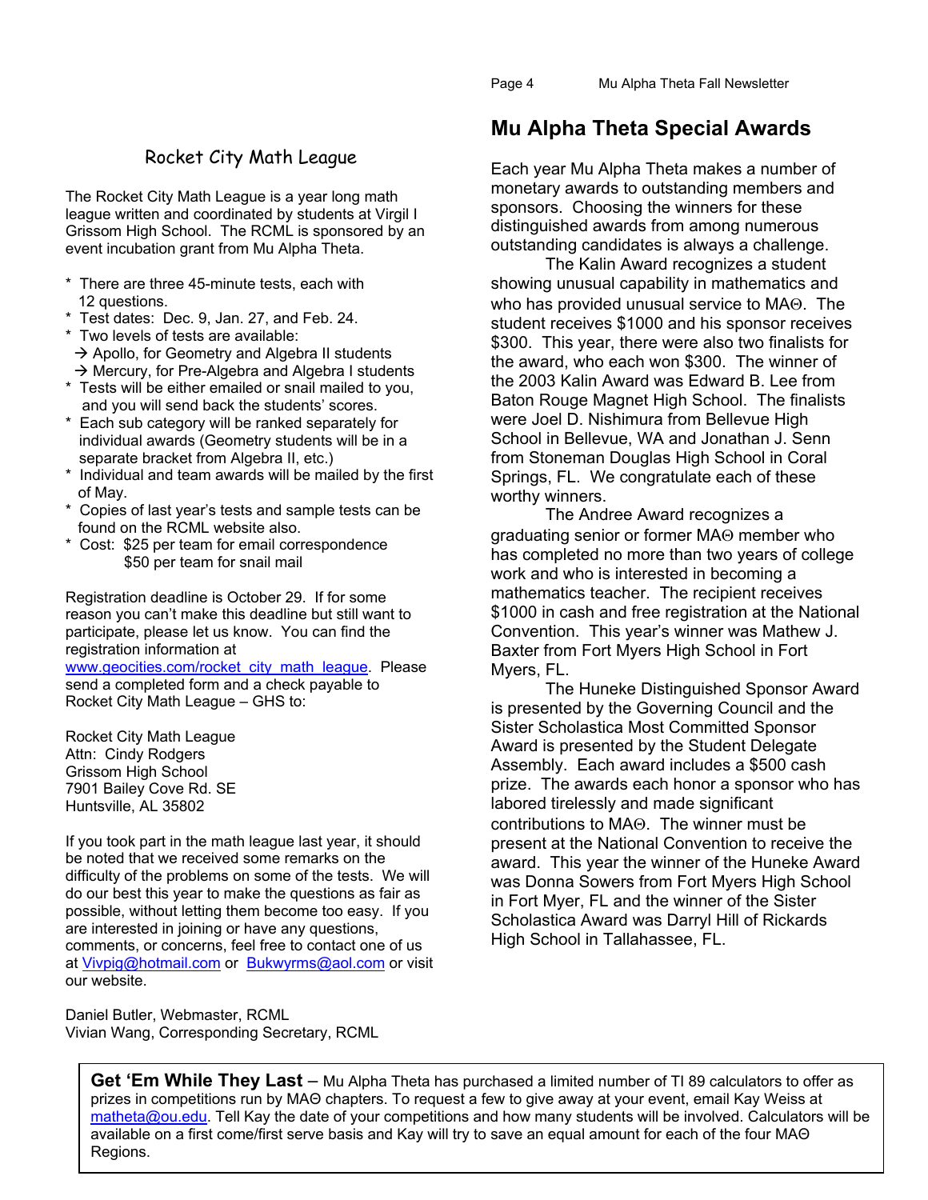## Rocket City Math League

The Rocket City Math League is a year long math league written and coordinated by students at Virgil I Grissom High School. The RCML is sponsored by an event incubation grant from Mu Alpha Theta.

* There are three 45-minute tests, each with 12 questions.
* Test dates: Dec. 9, Jan. 27, and Feb. 24.
* Two levels of tests are available:
  → Apollo, for Geometry and Algebra II students
  → Mercury, for Pre-Algebra and Algebra I students
* Tests will be either emailed or snail mailed to you, and you will send back the students' scores.
* Each sub category will be ranked separately for individual awards (Geometry students will be in a separate bracket from Algebra II, etc.)
* Individual and team awards will be mailed by the first of May.
* Copies of last year's tests and sample tests can be found on the RCML website also.
* Cost: $25 per team for email correspondence
  $50 per team for snail mail

Registration deadline is October 29. If for some reason you can't make this deadline but still want to participate, please let us know. You can find the registration information at www.geocities.com/rocket_city_math_league. Please send a completed form and a check payable to Rocket City Math League – GHS to:

Rocket City Math League
Attn: Cindy Rodgers
Grissom High School
7901 Bailey Cove Rd. SE
Huntsville, AL 35802

If you took part in the math league last year, it should be noted that we received some remarks on the difficulty of the problems on some of the tests. We will do our best this year to make the questions as fair as possible, without letting them become too easy. If you are interested in joining or have any questions, comments, or concerns, feel free to contact one of us at Vivpig@hotmail.com or Bukwyrms@aol.com or visit our website.

Daniel Butler, Webmaster, RCML
Vivian Wang, Corresponding Secretary, RCML

## Mu Alpha Theta Special Awards

Each year Mu Alpha Theta makes a number of monetary awards to outstanding members and sponsors. Choosing the winners for these distinguished awards from among numerous outstanding candidates is always a challenge.

The Kalin Award recognizes a student showing unusual capability in mathematics and who has provided unusual service to MAΘ. The student receives $1000 and his sponsor receives $300. This year, there were also two finalists for the award, who each won $300. The winner of the 2003 Kalin Award was Edward B. Lee from Baton Rouge Magnet High School. The finalists were Joel D. Nishimura from Bellevue High School in Bellevue, WA and Jonathan J. Senn from Stoneman Douglas High School in Coral Springs, FL. We congratulate each of these worthy winners.

The Andree Award recognizes a graduating senior or former MAΘ member who has completed no more than two years of college work and who is interested in becoming a mathematics teacher. The recipient receives $1000 in cash and free registration at the National Convention. This year's winner was Mathew J. Baxter from Fort Myers High School in Fort Myers, FL.

The Huneke Distinguished Sponsor Award is presented by the Governing Council and the Sister Scholastica Most Committed Sponsor Award is presented by the Student Delegate Assembly. Each award includes a $500 cash prize. The awards each honor a sponsor who has labored tirelessly and made significant contributions to MAΘ. The winner must be present at the National Convention to receive the award. This year the winner of the Huneke Award was Donna Sowers from Fort Myers High School in Fort Myer, FL and the winner of the Sister Scholastica Award was Darryl Hill of Rickards High School in Tallahassee, FL.

**Get 'Em While They Last** – Mu Alpha Theta has purchased a limited number of TI 89 calculators to offer as prizes in competitions run by MAΘ chapters. To request a few to give away at your event, email Kay Weiss at matheta@ou.edu. Tell Kay the date of your competitions and how many students will be involved. Calculators will be available on a first come/first serve basis and Kay will try to save an equal amount for each of the four MAΘ Regions.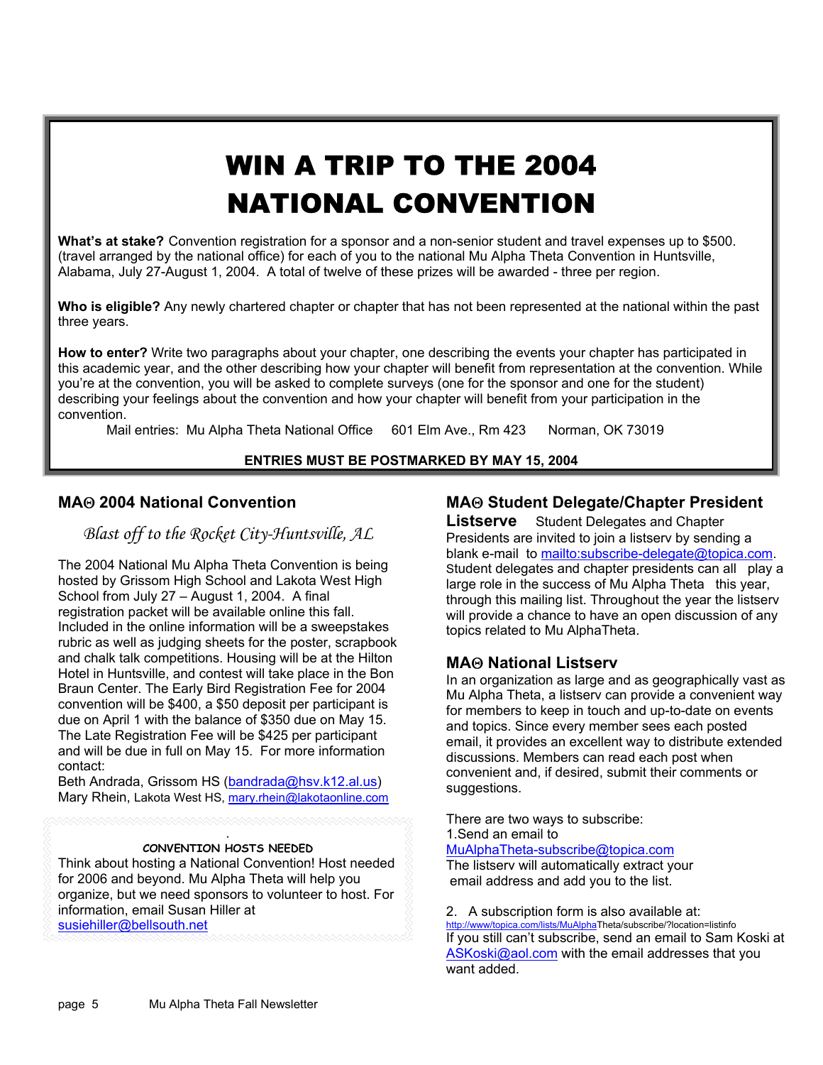# WIN A TRIP TO THE 2004 NATIONAL CONVENTION

**What's at stake?** Convention registration for a sponsor and a non-senior student and travel expenses up to $500. (travel arranged by the national office) for each of you to the national Mu Alpha Theta Convention in Huntsville, Alabama, July 27-August 1, 2004. A total of twelve of these prizes will be awarded - three per region.

**Who is eligible?** Any newly chartered chapter or chapter that has not been represented at the national within the past three years.

**How to enter?** Write two paragraphs about your chapter, one describing the events your chapter has participated in this academic year, and the other describing how your chapter will benefit from representation at the convention. While you're at the convention, you will be asked to complete surveys (one for the sponsor and one for the student) describing your feelings about the convention and how your chapter will benefit from your participation in the convention.

Mail entries: Mu Alpha Theta National Office 601 Elm Ave., Rm 423 Norman, OK 73019

**ENTRIES MUST BE POSTMARKED BY MAY 15, 2004**

## MAΘ 2004 National Convention

*Blast off to the Rocket City-Huntsville, AL*

The 2004 National Mu Alpha Theta Convention is being hosted by Grissom High School and Lakota West High School from July 27 – August 1, 2004. A final registration packet will be available online this fall. Included in the online information will be a sweepstakes rubric as well as judging sheets for the poster, scrapbook and chalk talk competitions. Housing will be at the Hilton Hotel in Huntsville, and contest will take place in the Bon Braun Center. The Early Bird Registration Fee for 2004 convention will be $400, a $50 deposit per participant is due on April 1 with the balance of $350 due on May 15. The Late Registration Fee will be $425 per participant and will be due in full on May 15. For more information contact:

Beth Andrada, Grissom HS (bandrada@hsv.k12.al.us)
Mary Rhein, Lakota West HS, mary.rhein@lakotaonline.com

**CONVENTION HOSTS NEEDED**

Think about hosting a National Convention! Host needed for 2006 and beyond. Mu Alpha Theta will help you organize, but we need sponsors to volunteer to host. For information, email Susan Hiller at susiehiller@bellsouth.net

## MAΘ Student Delegate/Chapter President Listserve

Student Delegates and Chapter Presidents are invited to join a listserv by sending a blank e-mail to mailto:subscribe-delegate@topica.com. Student delegates and chapter presidents can all play a large role in the success of Mu Alpha Theta this year, through this mailing list. Throughout the year the listserv will provide a chance to have an open discussion of any topics related to Mu AlphaTheta.

## MAΘ National Listserv

In an organization as large and as geographically vast as Mu Alpha Theta, a listserv can provide a convenient way for members to keep in touch and up-to-date on events and topics. Since every member sees each posted email, it provides an excellent way to distribute extended discussions. Members can read each post when convenient and, if desired, submit their comments or suggestions.

There are two ways to subscribe:

1. Send an email to MuAlphaTheta-subscribe@topica.com
   The listserv will automatically extract your email address and add you to the list.

2. A subscription form is also available at: http://www/topica.com/lists/MuAlphaTheta/subscribe/?location=listinfo

If you still can't subscribe, send an email to Sam Koski at ASKoski@aol.com with the email addresses that you want added.